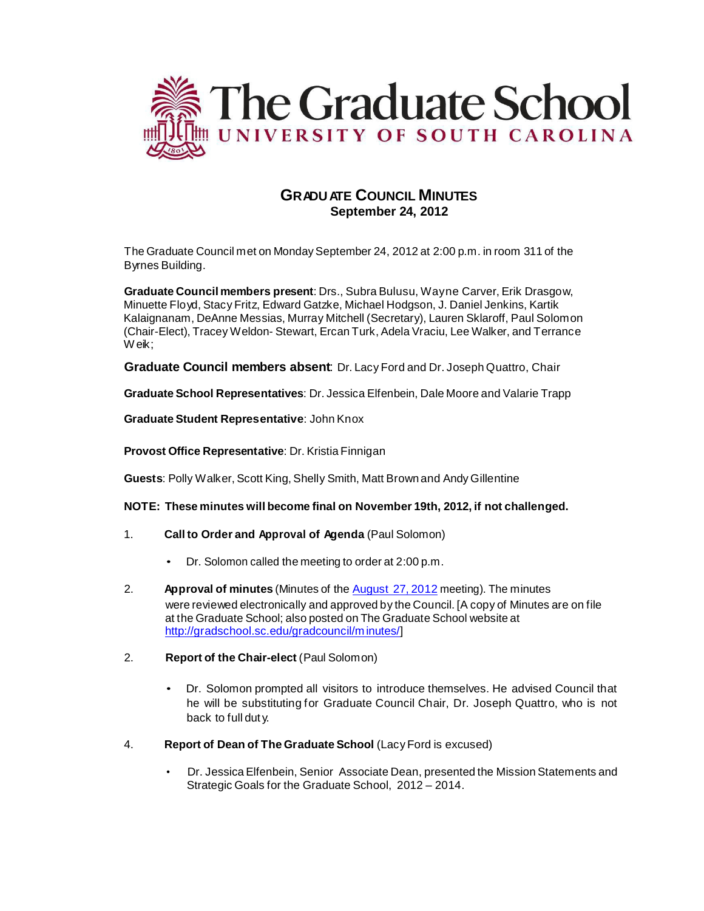# The Graduate School
## UNIVERSITY OF SOUTH CAROLINA

## GRADUATE COUNCIL MINUTES
**September 24, 2012**

The Graduate Council met on Monday September 24, 2012 at 2:00 p.m. in room 311 of the Byrnes Building.

**Graduate Council members present**: Drs., Subra Bulusu, Wayne Carver, Erik Drasgow, Minuette Floyd, Stacy Fritz, Edward Gatzke, Michael Hodgson, J. Daniel Jenkins, Kartik Kalaignanam, DeAnne Messias, Murray Mitchell (Secretary), Lauren Sklaroff, Paul Solomon (Chair-Elect), Tracey Weldon- Stewart, Ercan Turk, Adela Vraciu, Lee Walker, and Terrance Weik;

**Graduate Council members absent**: Dr. Lacy Ford and Dr. Joseph Quattro, Chair

**Graduate School Representatives**: Dr. Jessica Elfenbein, Dale Moore and Valarie Trapp

**Graduate Student Representative**: John Knox

**Provost Office Representative**: Dr. Kristia Finnigan

**Guests**: Polly Walker, Scott King, Shelly Smith, Matt Brown and Andy Gillentine

**NOTE: These minutes will become final on November 19th, 2012, if not challenged.**

1. **Call to Order and Approval of Agenda** (Paul Solomon)

   - Dr. Solomon called the meeting to order at 2:00 p.m.

2. **Approval of minutes** (Minutes of the August 27, 2012 meeting). The minutes were reviewed electronically and approved by the Council. [A copy of Minutes are on file at the Graduate School; also posted on The Graduate School website at http://gradschool.sc.edu/gradcouncil/minutes/]

2. **Report of the Chair-elect** (Paul Solomon)

   - Dr. Solomon prompted all visitors to introduce themselves. He advised Council that he will be substituting for Graduate Council Chair, Dr. Joseph Quattro, who is not back to full duty.

4. **Report of Dean of The Graduate School** (Lacy Ford is excused)

   - Dr. Jessica Elfenbein, Senior Associate Dean, presented the Mission Statements and Strategic Goals for the Graduate School, 2012 – 2014.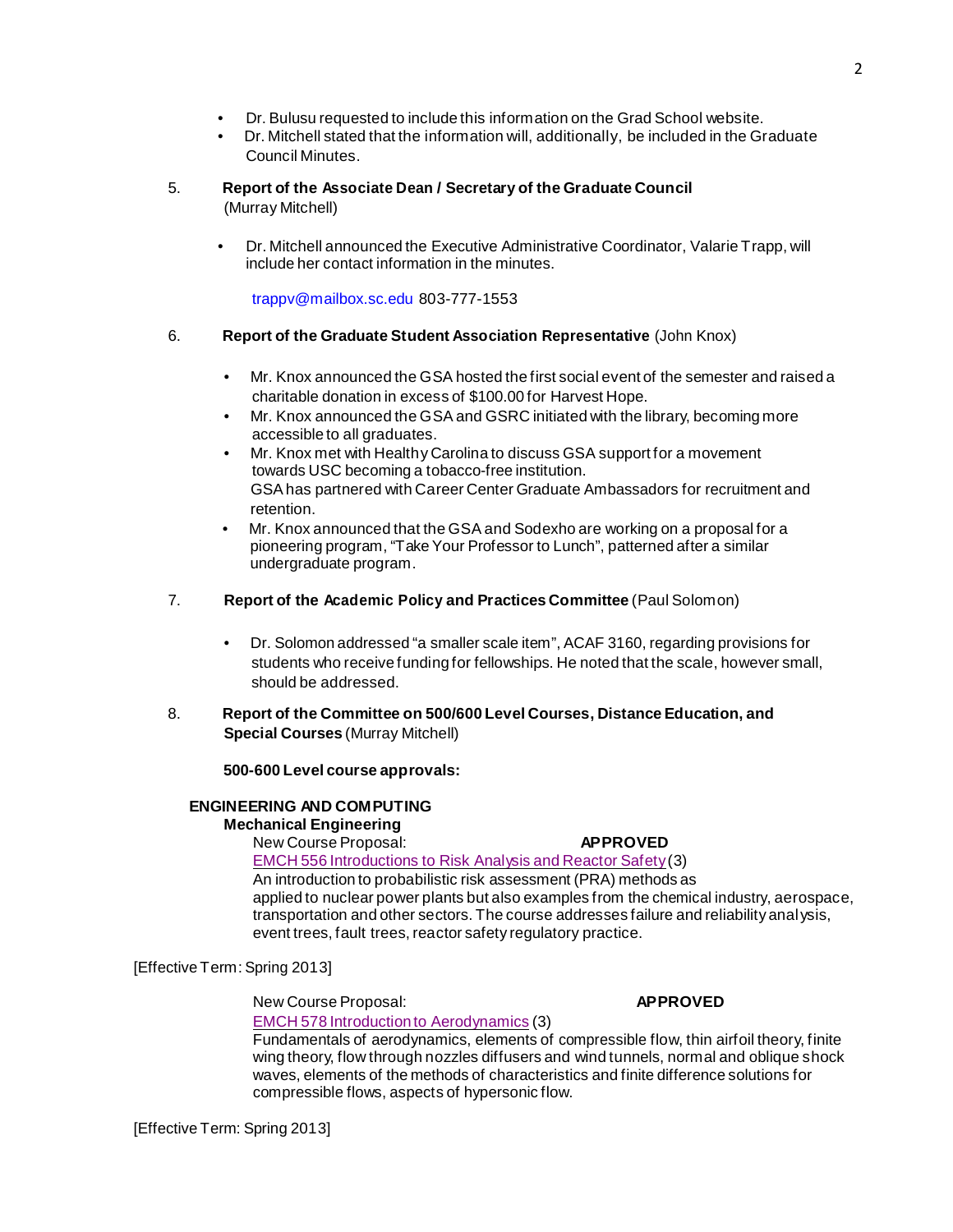- Dr. Bulusu requested to include this information on the Grad School website.
- Dr. Mitchell stated that the information will, additionally, be included in the Graduate Council Minutes.

5. **Report of the Associate Dean / Secretary of the Graduate Council** (Murray Mitchell)

   - Dr. Mitchell announced the Executive Administrative Coordinator, Valarie Trapp, will include her contact information in the minutes.

     trappv@mailbox.sc.edu 803-777-1553

6. **Report of the Graduate Student Association Representative** (John Knox)

   - Mr. Knox announced the GSA hosted the first social event of the semester and raised a charitable donation in excess of $100.00 for Harvest Hope.
   - Mr. Knox announced the GSA and GSRC initiated with the library, becoming more accessible to all graduates.
   - Mr. Knox met with Healthy Carolina to discuss GSA support for a movement towards USC becoming a tobacco-free institution. GSA has partnered with Career Center Graduate Ambassadors for recruitment and retention.
   - Mr. Knox announced that the GSA and Sodexho are working on a proposal for a pioneering program, "Take Your Professor to Lunch", patterned after a similar undergraduate program.

7. **Report of the Academic Policy and Practices Committee** (Paul Solomon)

   - Dr. Solomon addressed "a smaller scale item", ACAF 3160, regarding provisions for students who receive funding for fellowships. He noted that the scale, however small, should be addressed.

8. **Report of the Committee on 500/600 Level Courses, Distance Education, and Special Courses** (Murray Mitchell)

   **500-600 Level course approvals:**

**ENGINEERING AND COMPUTING**

**Mechanical Engineering**

New Course Proposal: **APPROVED**

EMCH 556 Introductions to Risk Analysis and Reactor Safety (3)

An introduction to probabilistic risk assessment (PRA) methods as applied to nuclear power plants but also examples from the chemical industry, aerospace, transportation and other sectors. The course addresses failure and reliability analysis, event trees, fault trees, reactor safety regulatory practice.

[Effective Term: Spring 2013]

New Course Proposal: **APPROVED**

EMCH 578 Introduction to Aerodynamics (3)

Fundamentals of aerodynamics, elements of compressible flow, thin airfoil theory, finite wing theory, flow through nozzles diffusers and wind tunnels, normal and oblique shock waves, elements of the methods of characteristics and finite difference solutions for compressible flows, aspects of hypersonic flow.

[Effective Term: Spring 2013]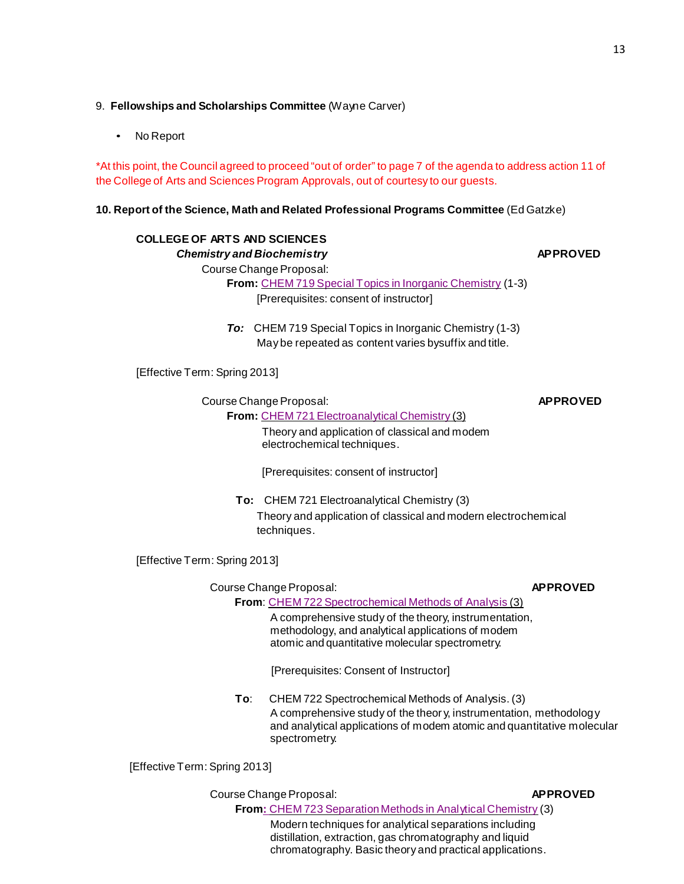9. **Fellowships and Scholarships Committee** (Wayne Carver)

- No Report

*At this point, the Council agreed to proceed "out of order" to page 7 of the agenda to address action 11 of the College of Arts and Sciences Program Approvals, out of courtesy to our guests.

**10. Report of the Science, Math and Related Professional Programs Committee** (Ed Gatzke)

**COLLEGE OF ARTS AND SCIENCES**

***Chemistry and Biochemistry*** **APPROVED**

Course Change Proposal:

**From:** CHEM 719 Special Topics in Inorganic Chemistry (1-3)
[Prerequisites: consent of instructor]

***To:*** CHEM 719 Special Topics in Inorganic Chemistry (1-3)
May be repeated as content varies by suffix and title.

[Effective Term: Spring 2013]

Course Change Proposal: **APPROVED**

**From:** CHEM 721 Electroanalytical Chemistry (3)
Theory and application of classical and modem electrochemical techniques.

[Prerequisites: consent of instructor]

**To:** CHEM 721 Electroanalytical Chemistry (3)
Theory and application of classical and modern electrochemical techniques.

[Effective Term: Spring 2013]

Course Change Proposal: **APPROVED**

**From**: CHEM 722 Spectrochemical Methods of Analysis (3)
A comprehensive study of the theory, instrumentation, methodology, and analytical applications of modem atomic and quantitative molecular spectrometry.

[Prerequisites: Consent of Instructor]

**To**: CHEM 722 Spectrochemical Methods of Analysis. (3)
A comprehensive study of the theory, instrumentation, methodology and analytical applications of modem atomic and quantitative molecular spectrometry.

[Effective Term: Spring 2013]

Course Change Proposal: **APPROVED**

**From:** CHEM 723 Separation Methods in Analytical Chemistry (3)
Modern techniques for analytical separations including distillation, extraction, gas chromatography and liquid chromatography. Basic theory and practical applications.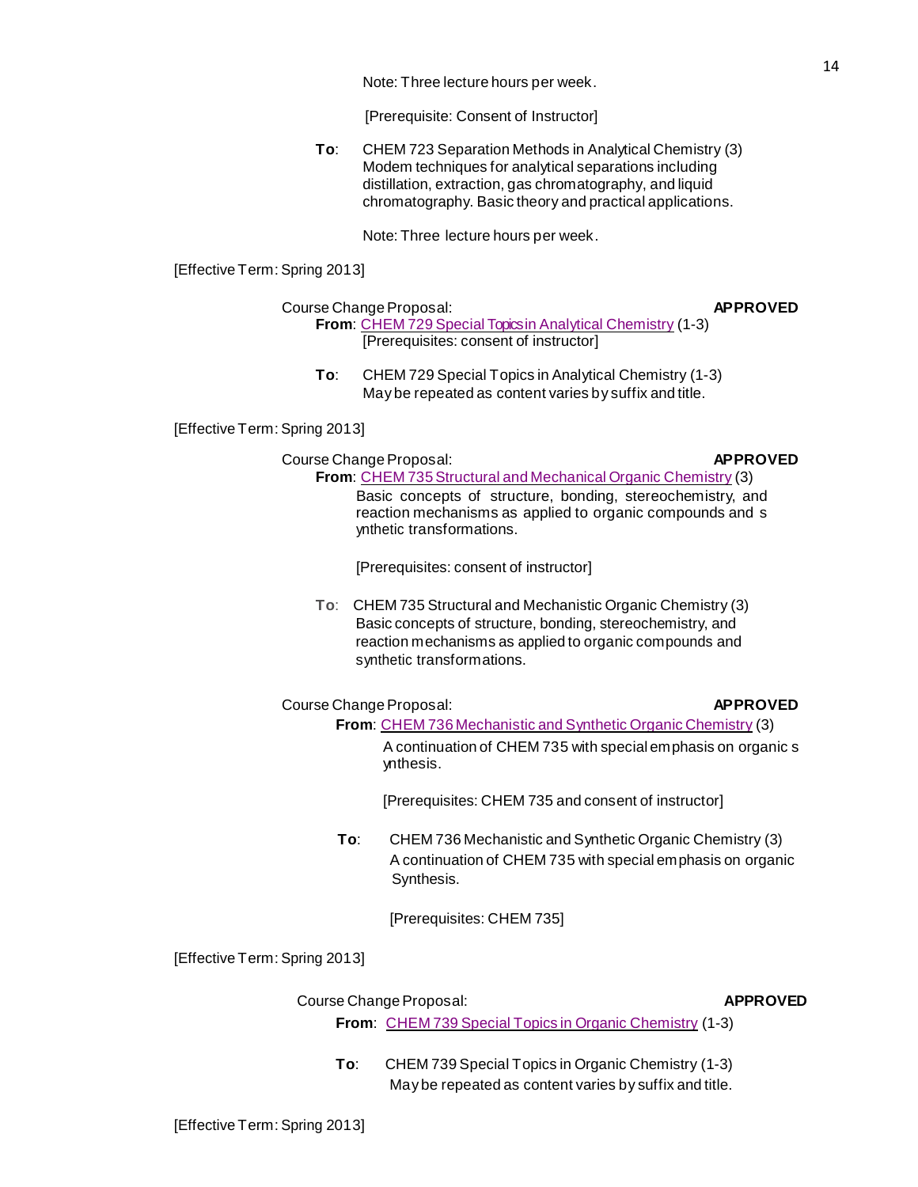Note: Three lecture hours per week.

[Prerequisite: Consent of Instructor]

**To**: CHEM 723 Separation Methods in Analytical Chemistry (3)
Modem techniques for analytical separations including distillation, extraction, gas chromatography, and liquid chromatography. Basic theory and practical applications.

Note: Three lecture hours per week.

[Effective Term: Spring 2013]

Course Change Proposal: **APPROVED**

**From**: CHEM 729 Special Topics in Analytical Chemistry (1-3)
[Prerequisites: consent of instructor]

**To**: CHEM 729 Special Topics in Analytical Chemistry (1-3)
May be repeated as content varies by suffix and title.

[Effective Term: Spring 2013]

Course Change Proposal: **APPROVED**

**From**: CHEM 735 Structural and Mechanical Organic Chemistry (3)
Basic concepts of structure, bonding, stereochemistry, and reaction mechanisms as applied to organic compounds and s ynthetic transformations.

[Prerequisites: consent of instructor]

**To**: CHEM 735 Structural and Mechanistic Organic Chemistry (3)
Basic concepts of structure, bonding, stereochemistry, and reaction mechanisms as applied to organic compounds and synthetic transformations.

Course Change Proposal: **APPROVED**

**From**: CHEM 736 Mechanistic and Synthetic Organic Chemistry (3)
A continuation of CHEM 735 with special emphasis on organic s ynthesis.

[Prerequisites: CHEM 735 and consent of instructor]

**To**: CHEM 736 Mechanistic and Synthetic Organic Chemistry (3)
A continuation of CHEM 735 with special emphasis on organic Synthesis.

[Prerequisites: CHEM 735]

[Effective Term: Spring 2013]

Course Change Proposal: **APPROVED**

**From**: CHEM 739 Special Topics in Organic Chemistry (1-3)

**To**: CHEM 739 Special Topics in Organic Chemistry (1-3)
May be repeated as content varies by suffix and title.

[Effective Term: Spring 2013]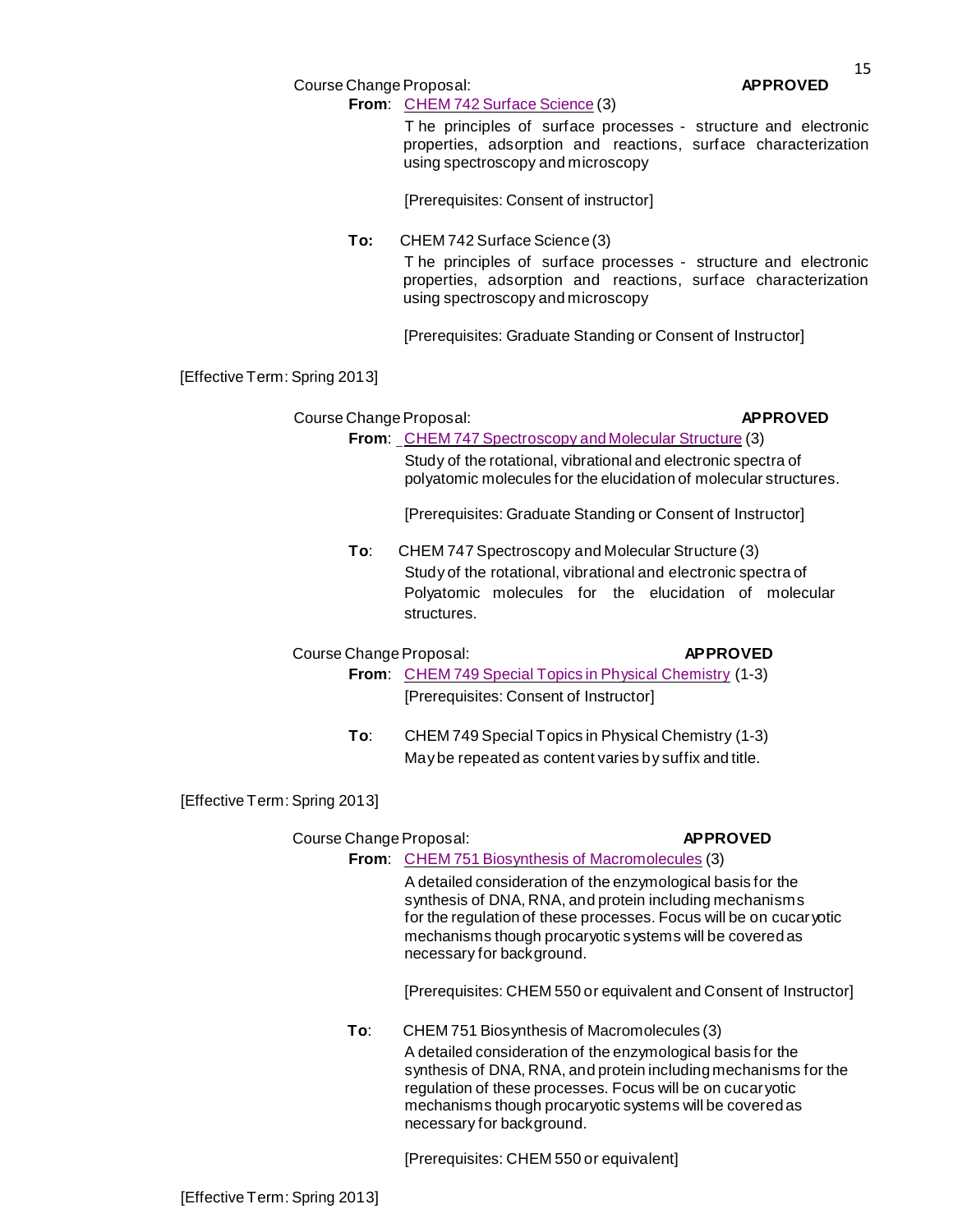Course Change Proposal: **APPROVED**

**From**: CHEM 742 Surface Science (3)

T he principles of surface processes - structure and electronic properties, adsorption and reactions, surface characterization using spectroscopy and microscopy

[Prerequisites: Consent of instructor]

**To:** CHEM 742 Surface Science (3)

T he principles of surface processes - structure and electronic properties, adsorption and reactions, surface characterization using spectroscopy and microscopy

[Prerequisites: Graduate Standing or Consent of Instructor]

[Effective Term: Spring 2013]

Course Change Proposal: **APPROVED**

**From**: CHEM 747 Spectroscopy and Molecular Structure (3)

Study of the rotational, vibrational and electronic spectra of polyatomic molecules for the elucidation of molecular structures.

[Prerequisites: Graduate Standing or Consent of Instructor]

**To**: CHEM 747 Spectroscopy and Molecular Structure (3)

Study of the rotational, vibrational and electronic spectra of Polyatomic molecules for the elucidation of molecular structures.

Course Change Proposal: **APPROVED**

**From**: CHEM 749 Special Topics in Physical Chemistry (1-3)

[Prerequisites: Consent of Instructor]

**To**: CHEM 749 Special Topics in Physical Chemistry (1-3)

May be repeated as content varies by suffix and title.

[Effective Term: Spring 2013]

Course Change Proposal: **APPROVED**

**From**: CHEM 751 Biosynthesis of Macromolecules (3)

A detailed consideration of the enzymological basis for the synthesis of DNA, RNA, and protein including mechanisms for the regulation of these processes. Focus will be on cucaryotic mechanisms though procaryotic systems will be covered as necessary for background.

[Prerequisites: CHEM 550 or equivalent and Consent of Instructor]

**To**: CHEM 751 Biosynthesis of Macromolecules (3)

A detailed consideration of the enzymological basis for the synthesis of DNA, RNA, and protein including mechanisms for the regulation of these processes. Focus will be on cucaryotic mechanisms though procaryotic systems will be covered as necessary for background.

[Prerequisites: CHEM 550 or equivalent]

[Effective Term: Spring 2013]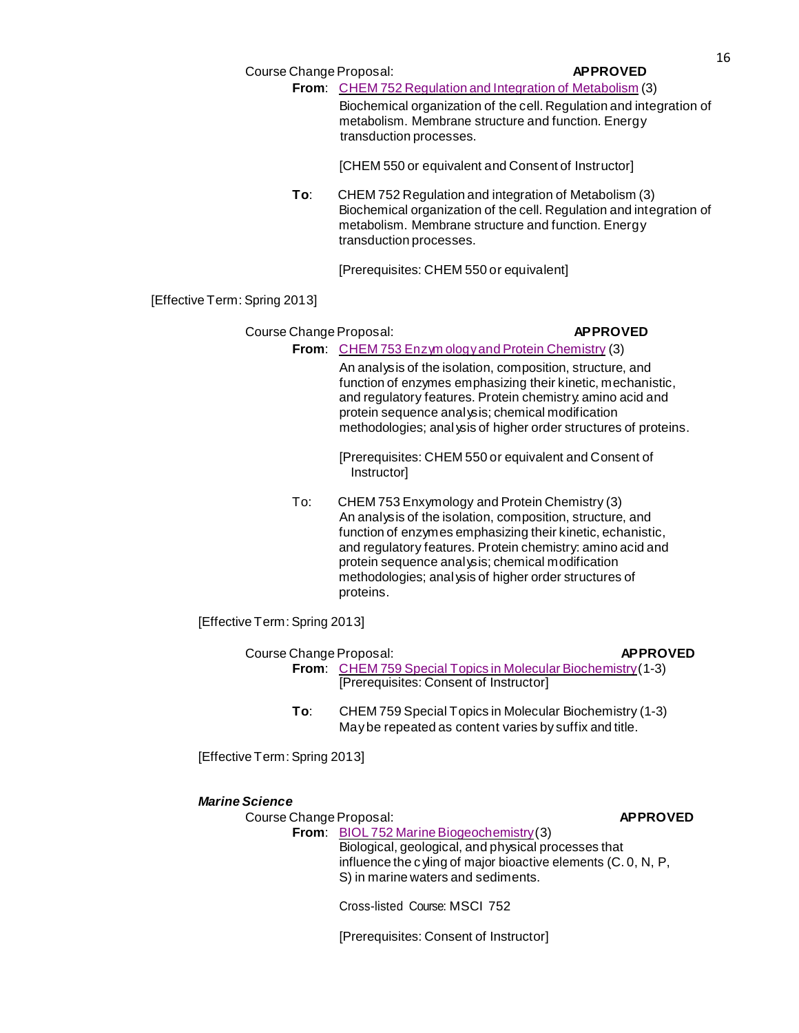Course Change Proposal: **APPROVED**

**From**: CHEM 752 Regulation and Integration of Metabolism (3)
Biochemical organization of the cell. Regulation and integration of metabolism. Membrane structure and function. Energy transduction processes.

[CHEM 550 or equivalent and Consent of Instructor]

**To**: CHEM 752 Regulation and integration of Metabolism (3)
Biochemical organization of the cell. Regulation and integration of metabolism. Membrane structure and function. Energy transduction processes.

[Prerequisites: CHEM 550 or equivalent]

[Effective Term: Spring 2013]

Course Change Proposal: **APPROVED**

**From**: CHEM 753 Enzymology and Protein Chemistry (3)
An analysis of the isolation, composition, structure, and function of enzymes emphasizing their kinetic, mechanistic, and regulatory features. Protein chemistry: amino acid and protein sequence analysis; chemical modification methodologies; analysis of higher order structures of proteins.

[Prerequisites: CHEM 550 or equivalent and Consent of Instructor]

To: CHEM 753 Enxymology and Protein Chemistry (3)
An analysis of the isolation, composition, structure, and function of enzymes emphasizing their kinetic, echanistic, and regulatory features. Protein chemistry: amino acid and protein sequence analysis; chemical modification methodologies; analysis of higher order structures of proteins.

[Effective Term: Spring 2013]

Course Change Proposal: **APPROVED**

**From**: CHEM 759 Special Topics in Molecular Biochemistry (1-3)
[Prerequisites: Consent of Instructor]

**To**: CHEM 759 Special Topics in Molecular Biochemistry (1-3)
May be repeated as content varies by suffix and title.

[Effective Term: Spring 2013]

***Marine Science***

Course Change Proposal: **APPROVED**

**From**: BIOL 752 Marine Biogeochemistry (3)
Biological, geological, and physical processes that influence the cyling of major bioactive elements (C. 0, N, P, S) in marine waters and sediments.

Cross-listed Course: MSCI 752

[Prerequisites: Consent of Instructor]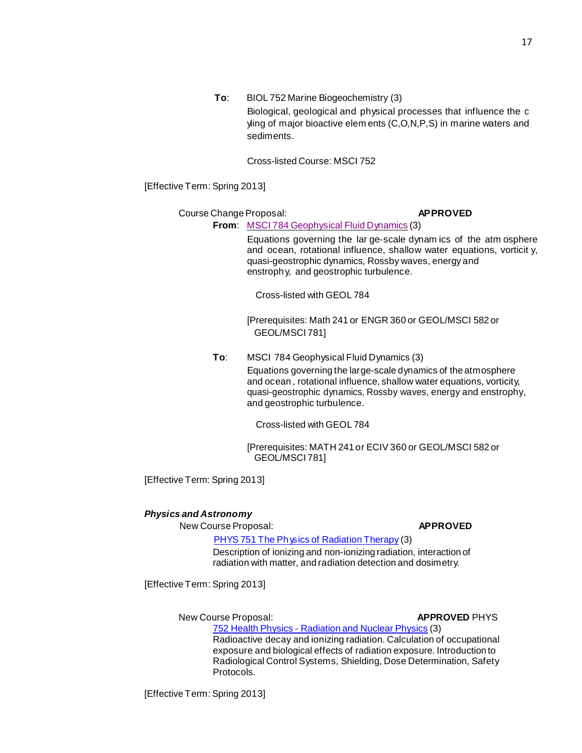**To**: BIOL 752 Marine Biogeochemistry (3)
Biological, geological and physical processes that influence the cyling of major bioactive elements (C,N,P,S) in marine waters and sediments.

Cross-listed Course: MSCI 752

[Effective Term: Spring 2013]

Course Change Proposal: **APPROVED**

**From**: MSCI 784 Geophysical Fluid Dynamics (3)
Equations governing the large-scale dynamics of the atmosphere and ocean, rotational influence, shallow water equations, vorticity, quasi-geostrophic dynamics, Rossby waves, energy and enstrophy, and geostrophic turbulence.

Cross-listed with GEOL 784

[Prerequisites: Math 241 or ENGR 360 or GEOL/MSCI 582 or GEOL/MSCI 781]

**To**: MSCI 784 Geophysical Fluid Dynamics (3)
Equations governing the large-scale dynamics of the atmosphere and ocean, rotational influence, shallow water equations, vorticity, quasi-geostrophic dynamics, Rossby waves, energy and enstrophy, and geostrophic turbulence.

Cross-listed with GEOL 784

[Prerequisites: MATH 241 or ECIV 360 or GEOL/MSCI 582 or GEOL/MSCI 781]

[Effective Term: Spring 2013]

***Physics and Astronomy***

New Course Proposal: **APPROVED**

PHYS 751 The Physics of Radiation Therapy (3)
Description of ionizing and non-ionizing radiation, interaction of radiation with matter, and radiation detection and dosimetry.

[Effective Term: Spring 2013]

New Course Proposal: **APPROVED**

PHYS 752 Health Physics - Radiation and Nuclear Physics (3)
Radioactive decay and ionizing radiation. Calculation of occupational exposure and biological effects of radiation exposure. Introduction to Radiological Control Systems, Shielding, Dose Determination, Safety Protocols.

[Effective Term: Spring 2013]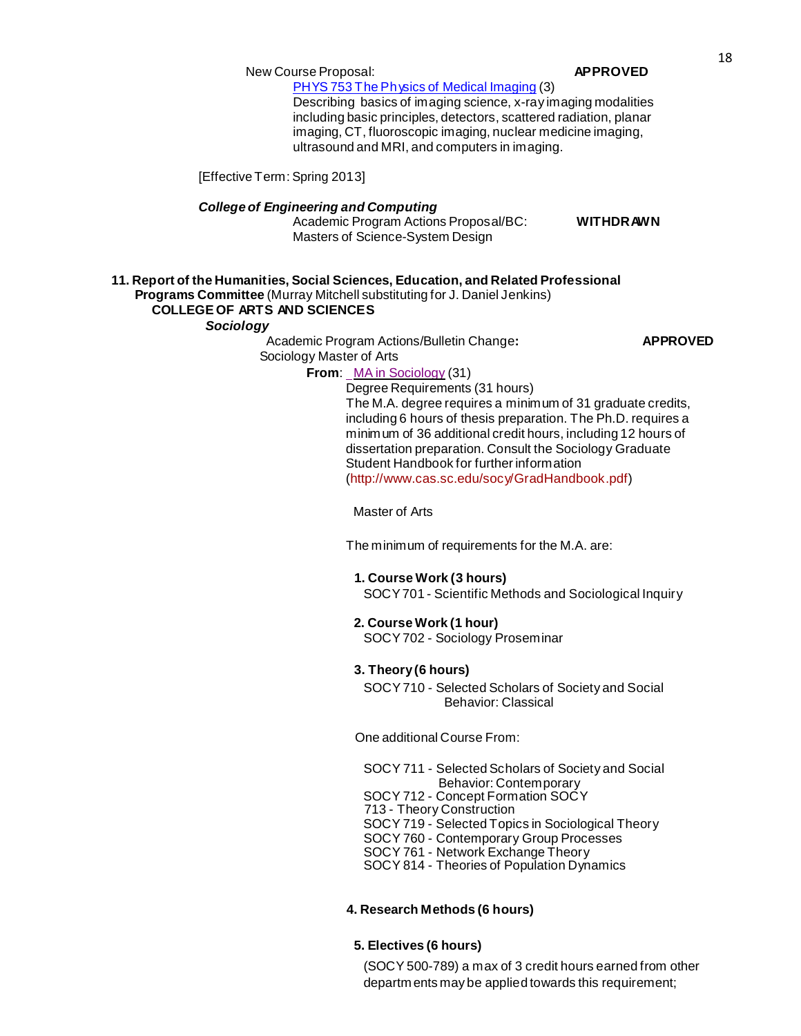New Course Proposal: **APPROVED**

PHYS 753 The Physics of Medical Imaging (3)
Describing basics of imaging science, x-ray imaging modalities including basic principles, detectors, scattered radiation, planar imaging, CT, fluoroscopic imaging, nuclear medicine imaging, ultrasound and MRI, and computers in imaging.

[Effective Term: Spring 2013]

***College of Engineering and Computing***

Academic Program Actions Proposal/BC: **WITHDRAWN**
Masters of Science-System Design

**11. Report of the Humanities, Social Sciences, Education, and Related Professional Programs Committee** (Murray Mitchell substituting for J. Daniel Jenkins)

**COLLEGE OF ARTS AND SCIENCES**

***Sociology***

Academic Program Actions/Bulletin Change**:** **APPROVED**
Sociology Master of Arts

**From**: MA in Sociology (31)

Degree Requirements (31 hours)
The M.A. degree requires a minimum of 31 graduate credits, including 6 hours of thesis preparation. The Ph.D. requires a minimum of 36 additional credit hours, including 12 hours of dissertation preparation. Consult the Sociology Graduate Student Handbook for further information (http://www.cas.sc.edu/socy/GradHandbook.pdf)

Master of Arts

The minimum of requirements for the M.A. are:

**1. Course Work (3 hours)**
SOCY 701 - Scientific Methods and Sociological Inquiry

**2. Course Work (1 hour)**
SOCY 702 - Sociology Proseminar

**3. Theory (6 hours)**
SOCY 710 - Selected Scholars of Society and Social Behavior: Classical

One additional Course From:

SOCY 711 - Selected Scholars of Society and Social Behavior: Contemporary
SOCY 712 - Concept Formation SOCY
713 - Theory Construction
SOCY 719 - Selected Topics in Sociological Theory
SOCY 760 - Contemporary Group Processes
SOCY 761 - Network Exchange Theory
SOCY 814 - Theories of Population Dynamics

**4. Research Methods (6 hours)**

**5. Electives (6 hours)**

(SOCY 500-789) a max of 3 credit hours earned from other departments may be applied towards this requirement;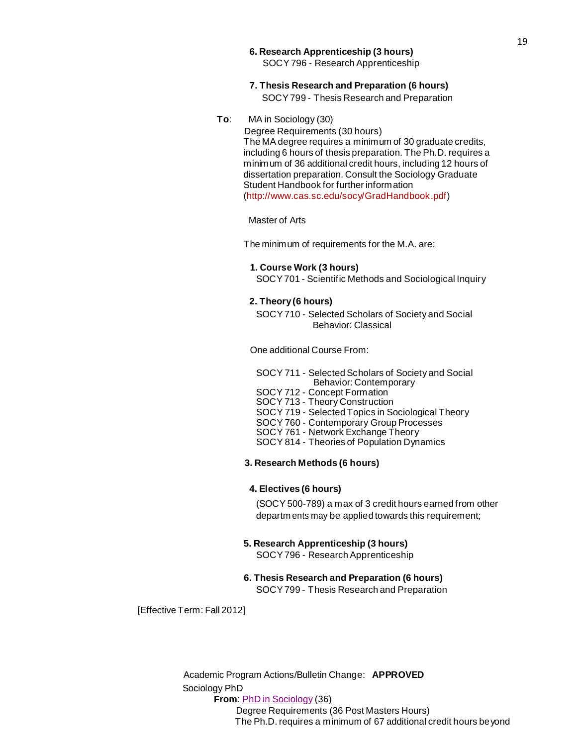**6. Research Apprenticeship (3 hours)**
SOCY 796 - Research Apprenticeship

**7. Thesis Research and Preparation (6 hours)**
SOCY 799 - Thesis Research and Preparation

**To**: MA in Sociology (30)

Degree Requirements (30 hours)

The MA degree requires a minimum of 30 graduate credits, including 6 hours of thesis preparation. The Ph.D. requires a minimum of 36 additional credit hours, including 12 hours of dissertation preparation. Consult the Sociology Graduate Student Handbook for further information (http://www.cas.sc.edu/socy/GradHandbook.pdf)

Master of Arts

The minimum of requirements for the M.A. are:

**1. Course Work (3 hours)**
SOCY 701 - Scientific Methods and Sociological Inquiry

**2. Theory (6 hours)**
SOCY 710 - Selected Scholars of Society and Social Behavior: Classical

One additional Course From:

- SOCY 711 - Selected Scholars of Society and Social Behavior: Contemporary
- SOCY 712 - Concept Formation
- SOCY 713 - Theory Construction
- SOCY 719 - Selected Topics in Sociological Theory
- SOCY 760 - Contemporary Group Processes
- SOCY 761 - Network Exchange Theory
- SOCY 814 - Theories of Population Dynamics

**3. Research Methods (6 hours)**

**4. Electives (6 hours)**

(SOCY 500-789) a max of 3 credit hours earned from other departments may be applied towards this requirement;

**5. Research Apprenticeship (3 hours)**
SOCY 796 - Research Apprenticeship

**6. Thesis Research and Preparation (6 hours)**
SOCY 799 - Thesis Research and Preparation

[Effective Term: Fall 2012]

Academic Program Actions/Bulletin Change: **APPROVED**

Sociology PhD

**From**: PhD in Sociology (36)

Degree Requirements (36 Post Masters Hours)

The Ph.D. requires a minimum of 67 additional credit hours beyond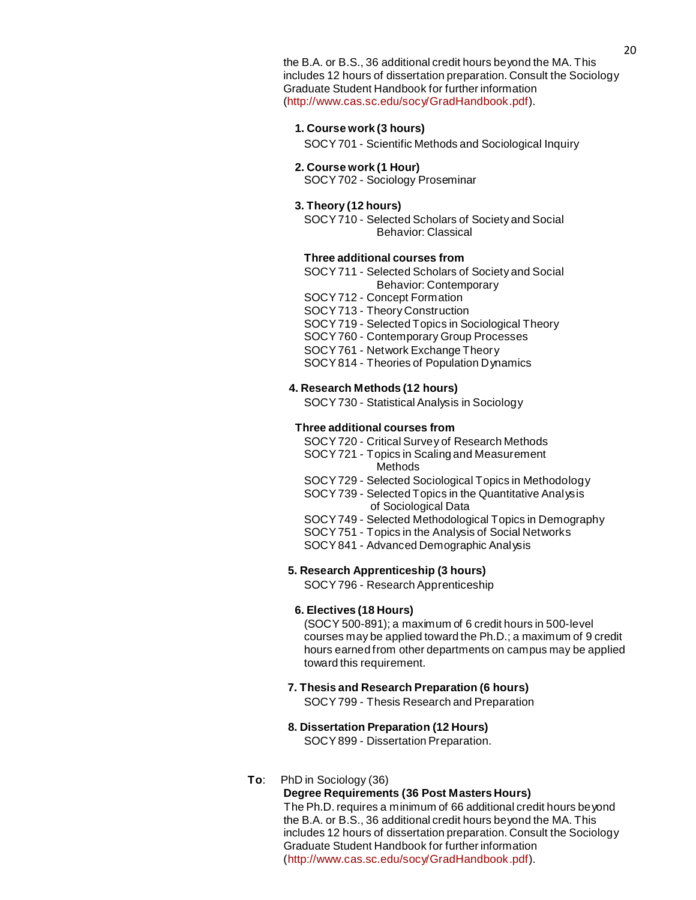the B.A. or B.S., 36 additional credit hours beyond the MA. This includes 12 hours of dissertation preparation. Consult the Sociology Graduate Student Handbook for further information (http://www.cas.sc.edu/socy/GradHandbook.pdf).

**1. Course work (3 hours)**

SOCY 701 - Scientific Methods and Sociological Inquiry

**2. Course work (1 Hour)**

SOCY 702 - Sociology Proseminar

**3. Theory (12 hours)**

SOCY 710 - Selected Scholars of Society and Social Behavior: Classical

**Three additional courses from**

SOCY 711 - Selected Scholars of Society and Social Behavior: Contemporary
SOCY 712 - Concept Formation
SOCY 713 - Theory Construction
SOCY 719 - Selected Topics in Sociological Theory
SOCY 760 - Contemporary Group Processes
SOCY 761 - Network Exchange Theory
SOCY 814 - Theories of Population Dynamics

**4. Research Methods (12 hours)**

SOCY 730 - Statistical Analysis in Sociology

**Three additional courses from**

SOCY 720 - Critical Survey of Research Methods
SOCY 721 - Topics in Scaling and Measurement Methods
SOCY 729 - Selected Sociological Topics in Methodology
SOCY 739 - Selected Topics in the Quantitative Analysis of Sociological Data
SOCY 749 - Selected Methodological Topics in Demography
SOCY 751 - Topics in the Analysis of Social Networks
SOCY 841 - Advanced Demographic Analysis

**5. Research Apprenticeship (3 hours)**

SOCY 796 - Research Apprenticeship

**6. Electives (18 Hours)**

(SOCY 500-891); a maximum of 6 credit hours in 500-level courses may be applied toward the Ph.D.; a maximum of 9 credit hours earned from other departments on campus may be applied toward this requirement.

**7. Thesis and Research Preparation (6 hours)**

SOCY 799 - Thesis Research and Preparation

**8. Dissertation Preparation (12 Hours)**

SOCY 899 - Dissertation Preparation.

**To**: PhD in Sociology (36)

**Degree Requirements (36 Post Masters Hours)**

The Ph.D. requires a minimum of 66 additional credit hours beyond the B.A. or B.S., 36 additional credit hours beyond the MA. This includes 12 hours of dissertation preparation. Consult the Sociology Graduate Student Handbook for further information (http://www.cas.sc.edu/socy/GradHandbook.pdf).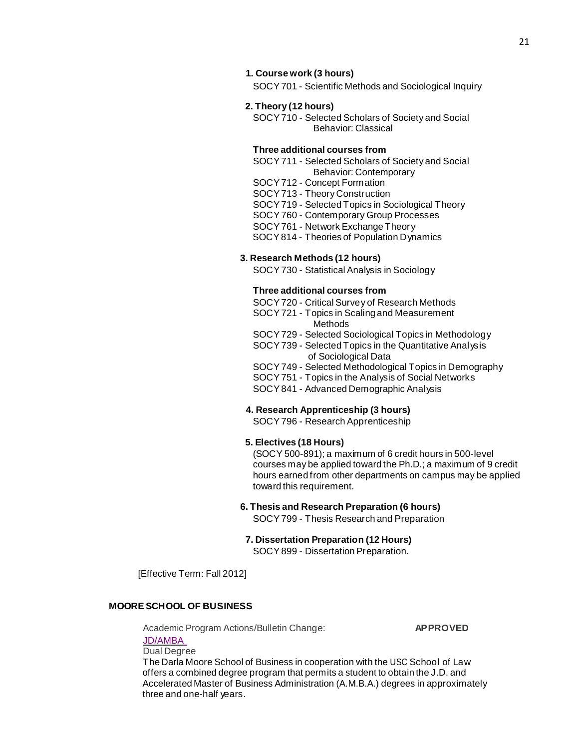**1. Course work (3 hours)**

SOCY 701 - Scientific Methods and Sociological Inquiry

**2. Theory (12 hours)**

SOCY 710 - Selected Scholars of Society and Social Behavior: Classical

**Three additional courses from**

SOCY 711 - Selected Scholars of Society and Social Behavior: Contemporary
SOCY 712 - Concept Formation
SOCY 713 - Theory Construction
SOCY 719 - Selected Topics in Sociological Theory
SOCY 760 - Contemporary Group Processes
SOCY 761 - Network Exchange Theory
SOCY 814 - Theories of Population Dynamics

**3. Research Methods (12 hours)**

SOCY 730 - Statistical Analysis in Sociology

**Three additional courses from**

SOCY 720 - Critical Survey of Research Methods
SOCY 721 - Topics in Scaling and Measurement Methods
SOCY 729 - Selected Sociological Topics in Methodology
SOCY 739 - Selected Topics in the Quantitative Analysis of Sociological Data
SOCY 749 - Selected Methodological Topics in Demography
SOCY 751 - Topics in the Analysis of Social Networks
SOCY 841 - Advanced Demographic Analysis

**4. Research Apprenticeship (3 hours)**

SOCY 796 - Research Apprenticeship

**5. Electives (18 Hours)**

(SOCY 500-891); a maximum of 6 credit hours in 500-level courses may be applied toward the Ph.D.; a maximum of 9 credit hours earned from other departments on campus may be applied toward this requirement.

**6. Thesis and Research Preparation (6 hours)**

SOCY 799 - Thesis Research and Preparation

**7. Dissertation Preparation (12 Hours)**

SOCY 899 - Dissertation Preparation.

[Effective Term: Fall 2012]

**MOORE SCHOOL OF BUSINESS**

Academic Program Actions/Bulletin Change: **APPROVED**

JD/AMBA

Dual Degree

The Darla Moore School of Business in cooperation with the USC School of Law offers a combined degree program that permits a student to obtain the J.D. and Accelerated Master of Business Administration (A.M.B.A.) degrees in approximately three and one-half years.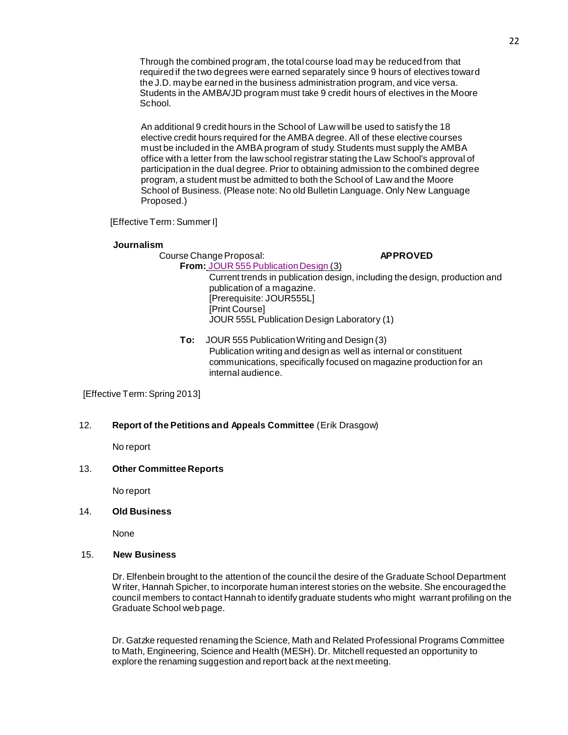Through the combined program, the total course load may be reduced from that required if the two degrees were earned separately since 9 hours of electives toward the J.D. may be earned in the business administration program, and vice versa. Students in the AMBA/JD program must take 9 credit hours of electives in the Moore School.

An additional 9 credit hours in the School of Law will be used to satisfy the 18 elective credit hours required for the AMBA degree. All of these elective courses must be included in the AMBA program of study. Students must supply the AMBA office with a letter from the law school registrar stating the Law School's approval of participation in the dual degree. Prior to obtaining admission to the combined degree program, a student must be admitted to both the School of Law and the Moore School of Business. (Please note: No old Bulletin Language. Only New Language Proposed.)

[Effective Term: Summer I]

**Journalism**

Course Change Proposal: **APPROVED**

**From:** JOUR 555 Publication Design (3)

Current trends in publication design, including the design, production and publication of a magazine.
[Prerequisite: JOUR555L]
[Print Course]
JOUR 555L Publication Design Laboratory (1)

**To:** JOUR 555 Publication Writing and Design (3)

Publication writing and design as well as internal or constituent communications, specifically focused on magazine production for an internal audience.

[Effective Term: Spring 2013]

12. **Report of the Petitions and Appeals Committee** (Erik Drasgow)

No report

13. **Other Committee Reports**

No report

14. **Old Business**

None

15. **New Business**

Dr. Elfenbein brought to the attention of the council the desire of the Graduate School Department Writer, Hannah Spicher, to incorporate human interest stories on the website. She encouraged the council members to contact Hannah to identify graduate students who might warrant profiling on the Graduate School web page.

Dr. Gatzke requested renaming the Science, Math and Related Professional Programs Committee to Math, Engineering, Science and Health (MESH). Dr. Mitchell requested an opportunity to explore the renaming suggestion and report back at the next meeting.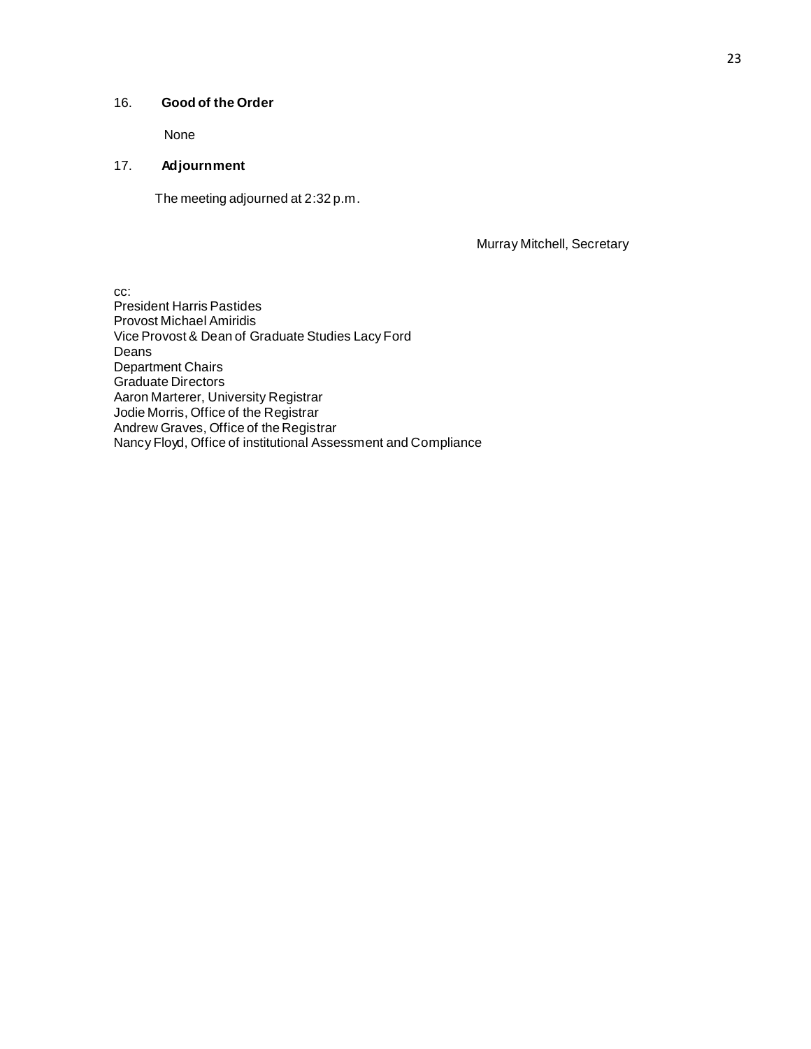## 16. Good of the Order

None

## 17. Adjournment

The meeting adjourned at 2:32 p.m.

Murray Mitchell, Secretary

cc:
President Harris Pastides
Provost Michael Amiridis
Vice Provost & Dean of Graduate Studies Lacy Ford
Deans
Department Chairs
Graduate Directors
Aaron Marterer, University Registrar
Jodie Morris, Office of the Registrar
Andrew Graves, Office of the Registrar
Nancy Floyd, Office of institutional Assessment and Compliance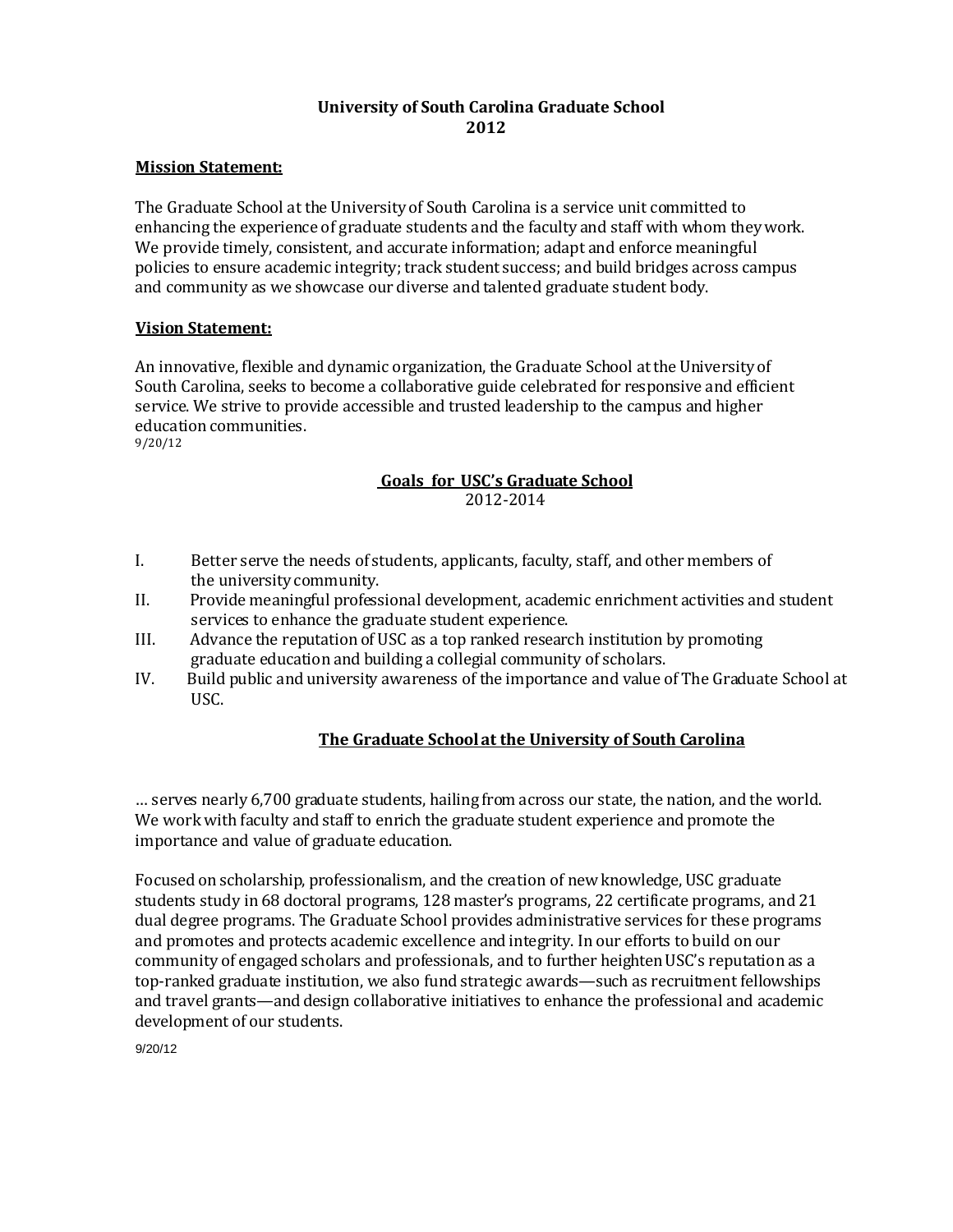# University of South Carolina Graduate School
# 2012

**Mission Statement:**

The Graduate School at the University of South Carolina is a service unit committed to enhancing the experience of graduate students and the faculty and staff with whom they work. We provide timely, consistent, and accurate information; adapt and enforce meaningful policies to ensure academic integrity; track student success; and build bridges across campus and community as we showcase our diverse and talented graduate student body.

**Vision Statement:**

An innovative, flexible and dynamic organization, the Graduate School at the University of South Carolina, seeks to become a collaborative guide celebrated for responsive and efficient service. We strive to provide accessible and trusted leadership to the campus and higher education communities.

9/20/12

## Goals for USC's Graduate School
2012-2014

I. Better serve the needs of students, applicants, faculty, staff, and other members of the university community.

II. Provide meaningful professional development, academic enrichment activities and student services to enhance the graduate student experience.

III. Advance the reputation of USC as a top ranked research institution by promoting graduate education and building a collegial community of scholars.

IV. Build public and university awareness of the importance and value of The Graduate School at USC.

## The Graduate School at the University of South Carolina

… serves nearly 6,700 graduate students, hailing from across our state, the nation, and the world. We work with faculty and staff to enrich the graduate student experience and promote the importance and value of graduate education.

Focused on scholarship, professionalism, and the creation of new knowledge, USC graduate students study in 68 doctoral programs, 128 master's programs, 22 certificate programs, and 21 dual degree programs. The Graduate School provides administrative services for these programs and promotes and protects academic excellence and integrity. In our efforts to build on our community of engaged scholars and professionals, and to further heighten USC's reputation as a top-ranked graduate institution, we also fund strategic awards—such as recruitment fellowships and travel grants—and design collaborative initiatives to enhance the professional and academic development of our students.

9/20/12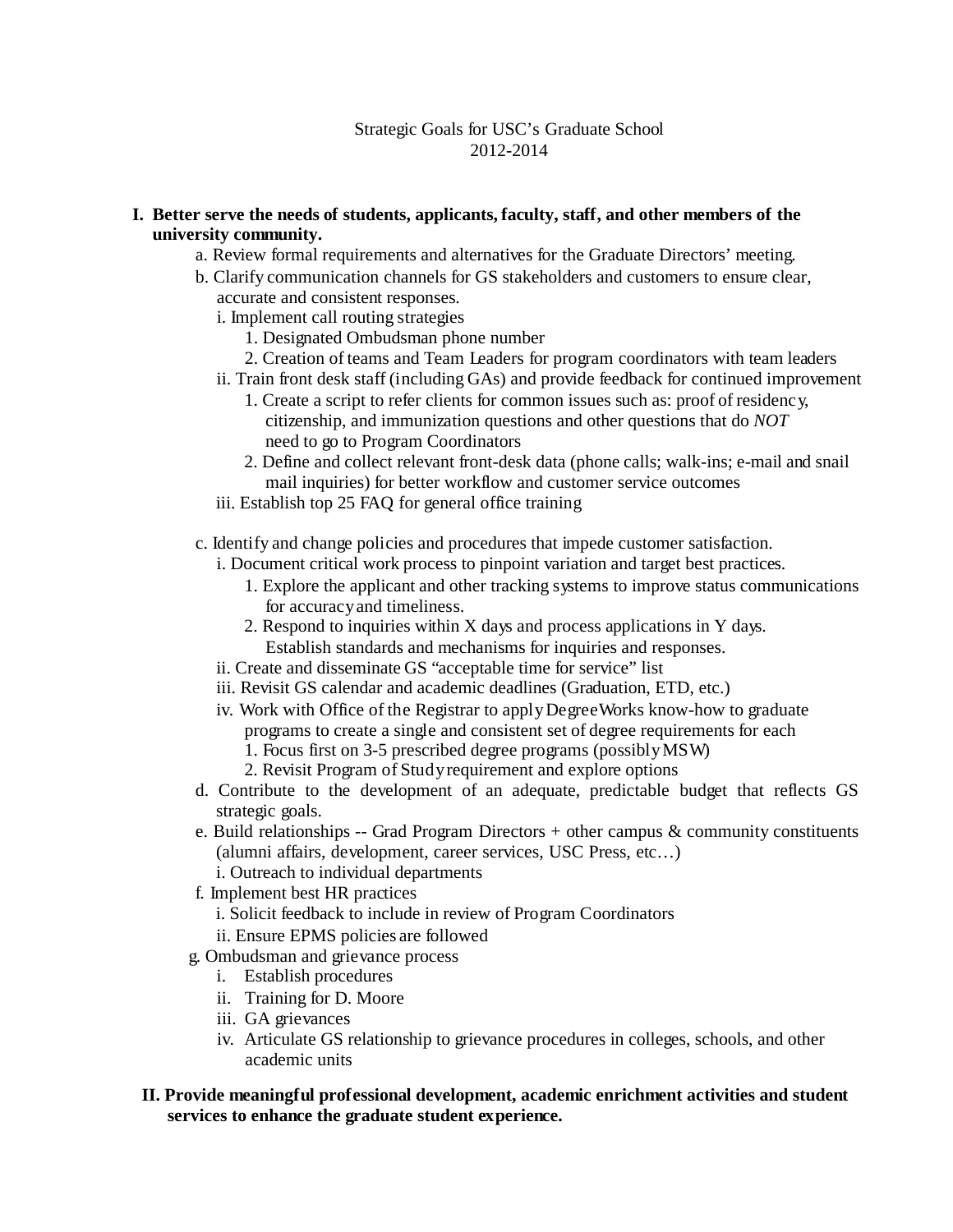Strategic Goals for USC's Graduate School
2012-2014

**I. Better serve the needs of students, applicants, faculty, staff, and other members of the university community.**

- a. Review formal requirements and alternatives for the Graduate Directors' meeting.
- b. Clarify communication channels for GS stakeholders and customers to ensure clear, accurate and consistent responses.
  - i. Implement call routing strategies
    1. Designated Ombudsman phone number
    2. Creation of teams and Team Leaders for program coordinators with team leaders
  - ii. Train front desk staff (including GAs) and provide feedback for continued improvement
    1. Create a script to refer clients for common issues such as: proof of residency, citizenship, and immunization questions and other questions that do *NOT* need to go to Program Coordinators
    2. Define and collect relevant front-desk data (phone calls; walk-ins; e-mail and snail mail inquiries) for better workflow and customer service outcomes
  - iii. Establish top 25 FAQ for general office training
- c. Identify and change policies and procedures that impede customer satisfaction.
  - i. Document critical work process to pinpoint variation and target best practices.
    1. Explore the applicant and other tracking systems to improve status communications for accuracy and timeliness.
    2. Respond to inquiries within X days and process applications in Y days. Establish standards and mechanisms for inquiries and responses.
  - ii. Create and disseminate GS "acceptable time for service" list
  - iii. Revisit GS calendar and academic deadlines (Graduation, ETD, etc.)
  - iv. Work with Office of the Registrar to apply DegreeWorks know-how to graduate programs to create a single and consistent set of degree requirements for each
    1. Focus first on 3-5 prescribed degree programs (possibly MSW)
    2. Revisit Program of Study requirement and explore options
- d. Contribute to the development of an adequate, predictable budget that reflects GS strategic goals.
- e. Build relationships -- Grad Program Directors + other campus & community constituents (alumni affairs, development, career services, USC Press, etc…)
  - i. Outreach to individual departments
- f. Implement best HR practices
  - i. Solicit feedback to include in review of Program Coordinators
  - ii. Ensure EPMS policies are followed
- g. Ombudsman and grievance process
  - i. Establish procedures
  - ii. Training for D. Moore
  - iii. GA grievances
  - iv. Articulate GS relationship to grievance procedures in colleges, schools, and other academic units

**II. Provide meaningful professional development, academic enrichment activities and student services to enhance the graduate student experience.**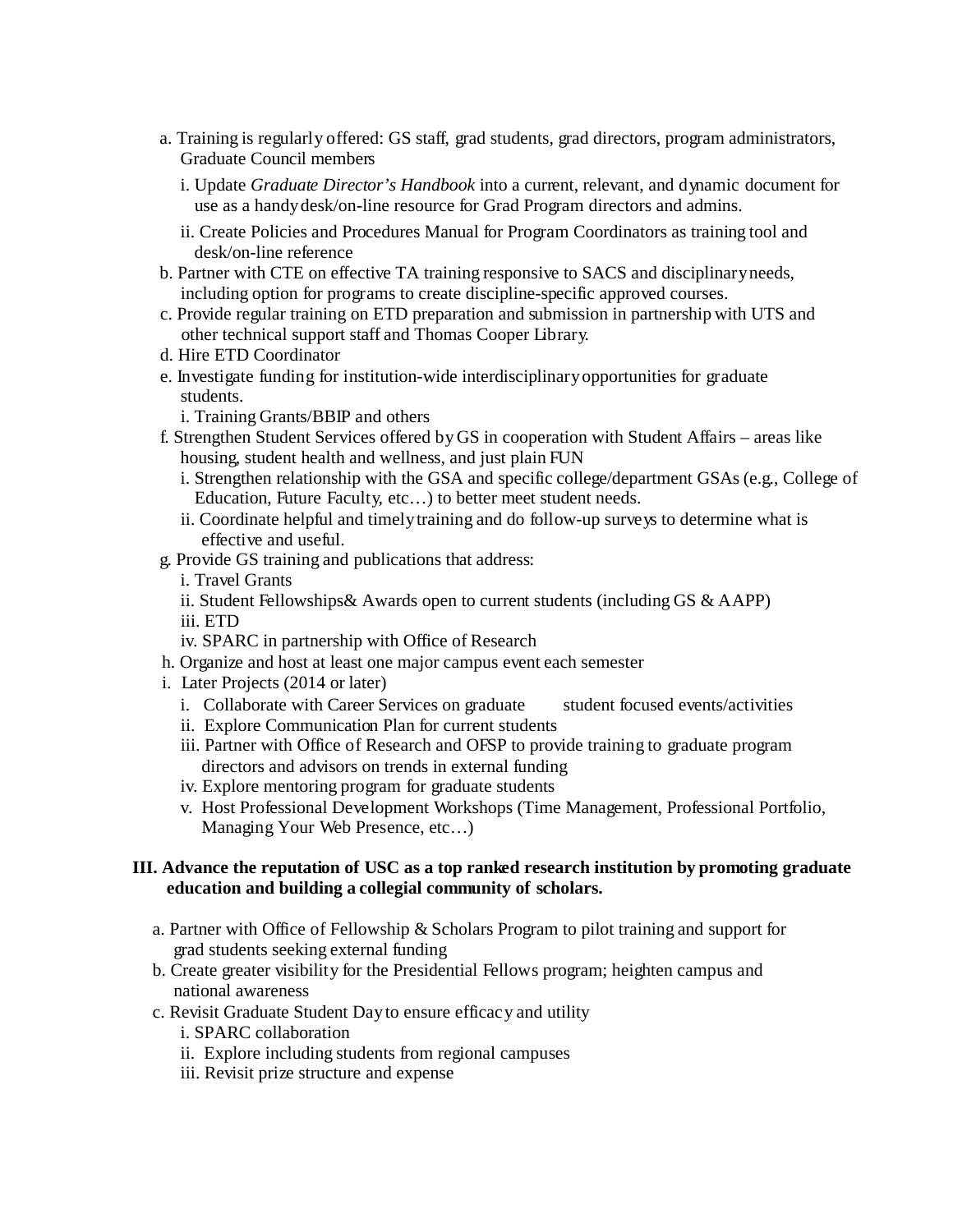a. Training is regularly offered: GS staff, grad students, grad directors, program administrators, Graduate Council members
   i. Update *Graduate Director's Handbook* into a current, relevant, and dynamic document for use as a handy desk/on-line resource for Grad Program directors and admins.
   ii. Create Policies and Procedures Manual for Program Coordinators as training tool and desk/on-line reference

b. Partner with CTE on effective TA training responsive to SACS and disciplinary needs, including option for programs to create discipline-specific approved courses.

c. Provide regular training on ETD preparation and submission in partnership with UTS and other technical support staff and Thomas Cooper Library.

d. Hire ETD Coordinator

e. Investigate funding for institution-wide interdisciplinary opportunities for graduate students.
   i. Training Grants/BBIP and others

f. Strengthen Student Services offered by GS in cooperation with Student Affairs – areas like housing, student health and wellness, and just plain FUN
   i. Strengthen relationship with the GSA and specific college/department GSAs (e.g., College of Education, Future Faculty, etc…) to better meet student needs.
   ii. Coordinate helpful and timely training and do follow-up surveys to determine what is effective and useful.

g. Provide GS training and publications that address:
   i. Travel Grants
   ii. Student Fellowships& Awards open to current students (including GS & AAPP)
   iii. ETD
   iv. SPARC in partnership with Office of Research

h. Organize and host at least one major campus event each semester

i. Later Projects (2014 or later)
   i. Collaborate with Career Services on graduate student focused events/activities
   ii. Explore Communication Plan for current students
   iii. Partner with Office of Research and OFSP to provide training to graduate program directors and advisors on trends in external funding
   iv. Explore mentoring program for graduate students
   v. Host Professional Development Workshops (Time Management, Professional Portfolio, Managing Your Web Presence, etc…)

**III. Advance the reputation of USC as a top ranked research institution by promoting graduate education and building a collegial community of scholars.**

a. Partner with Office of Fellowship & Scholars Program to pilot training and support for grad students seeking external funding

b. Create greater visibility for the Presidential Fellows program; heighten campus and national awareness

c. Revisit Graduate Student Day to ensure efficacy and utility
   i. SPARC collaboration
   ii. Explore including students from regional campuses
   iii. Revisit prize structure and expense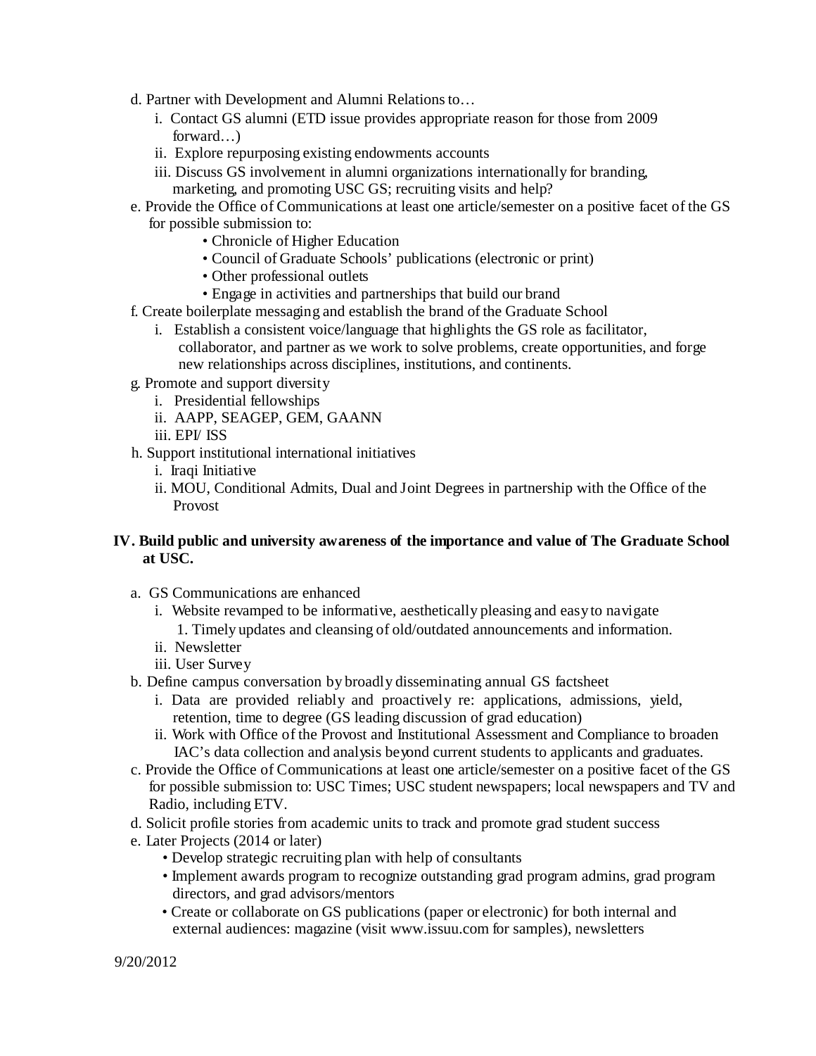d. Partner with Development and Alumni Relations to…
   i. Contact GS alumni (ETD issue provides appropriate reason for those from 2009 forward…)
   ii. Explore repurposing existing endowments accounts
   iii. Discuss GS involvement in alumni organizations internationally for branding, marketing, and promoting USC GS; recruiting visits and help?

e. Provide the Office of Communications at least one article/semester on a positive facet of the GS for possible submission to:
   - Chronicle of Higher Education
   - Council of Graduate Schools' publications (electronic or print)
   - Other professional outlets
   - Engage in activities and partnerships that build our brand

f. Create boilerplate messaging and establish the brand of the Graduate School
   i. Establish a consistent voice/language that highlights the GS role as facilitator, collaborator, and partner as we work to solve problems, create opportunities, and forge new relationships across disciplines, institutions, and continents.

g. Promote and support diversity
   i. Presidential fellowships
   ii. AAPP, SEAGEP, GEM, GAANN
   iii. EPI/ ISS

h. Support institutional international initiatives
   i. Iraqi Initiative
   ii. MOU, Conditional Admits, Dual and Joint Degrees in partnership with the Office of the Provost

**IV. Build public and university awareness of the importance and value of The Graduate School at USC.**

a. GS Communications are enhanced
   i. Website revamped to be informative, aesthetically pleasing and easy to navigate
      1. Timely updates and cleansing of old/outdated announcements and information.
   ii. Newsletter
   iii. User Survey

b. Define campus conversation by broadly disseminating annual GS factsheet
   i. Data are provided reliably and proactively re: applications, admissions, yield, retention, time to degree (GS leading discussion of grad education)
   ii. Work with Office of the Provost and Institutional Assessment and Compliance to broaden IAC's data collection and analysis beyond current students to applicants and graduates.

c. Provide the Office of Communications at least one article/semester on a positive facet of the GS for possible submission to: USC Times; USC student newspapers; local newspapers and TV and Radio, including ETV.

d. Solicit profile stories from academic units to track and promote grad student success

e. Later Projects (2014 or later)
   - Develop strategic recruiting plan with help of consultants
   - Implement awards program to recognize outstanding grad program admins, grad program directors, and grad advisors/mentors
   - Create or collaborate on GS publications (paper or electronic) for both internal and external audiences: magazine (visit www.issuu.com for samples), newsletters

9/20/2012